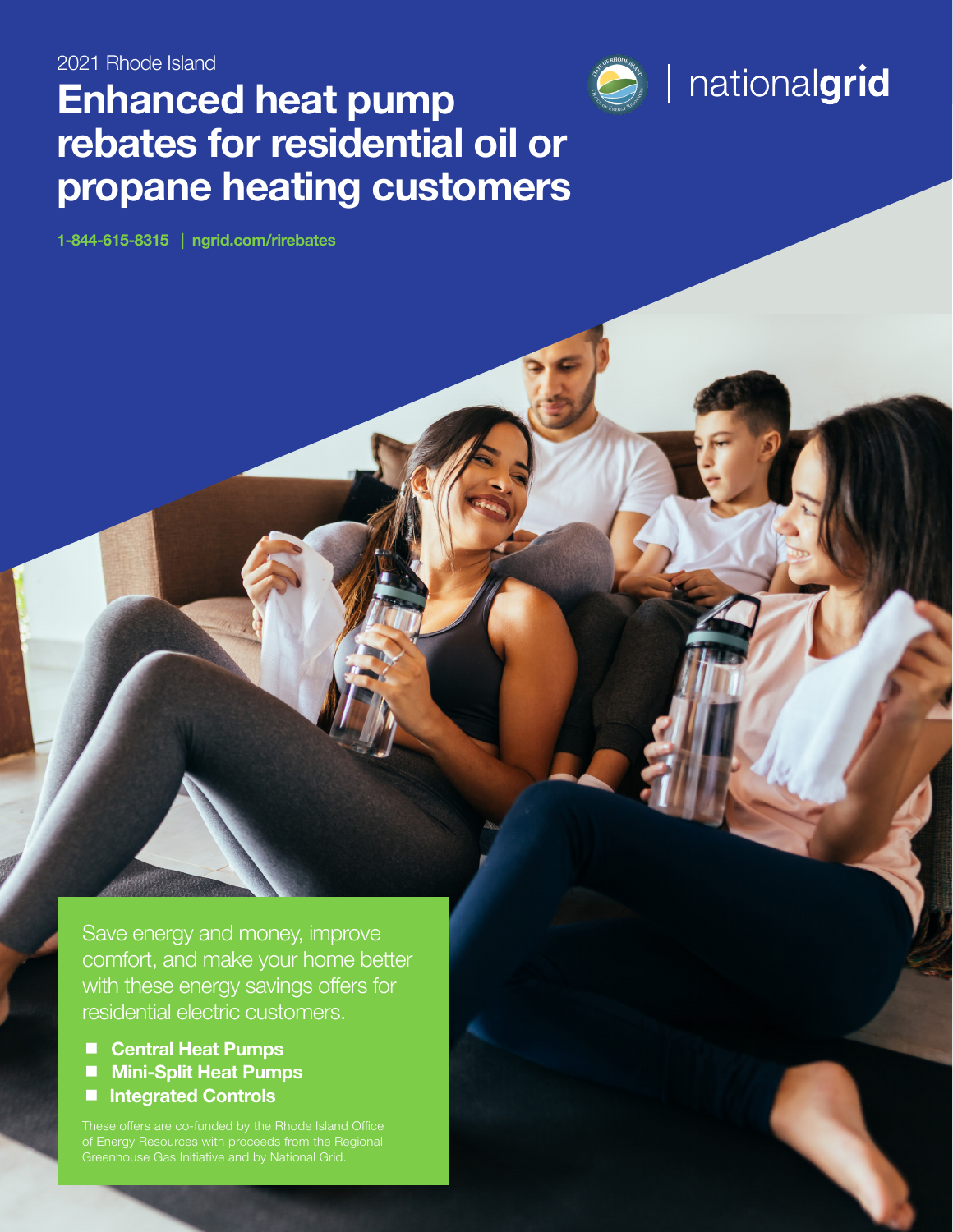2021 Rhode Island

# Enhanced heat pump rebates for residential oil or propane heating customers

nationalgrid

**1-844-615-8315 | ngrid.com/rirebates**

Save energy and money, improve comfort, and make your home better with these energy savings offers for residential electric customers.

- **Central Heat Pumps**
- **Mini-Split Heat Pumps**
- **Integrated Controls**

These offers are co-funded by the Rhode Island Office of Energy Resources with proceeds from the Regional Greenhouse Gas Initiative and by National Grid.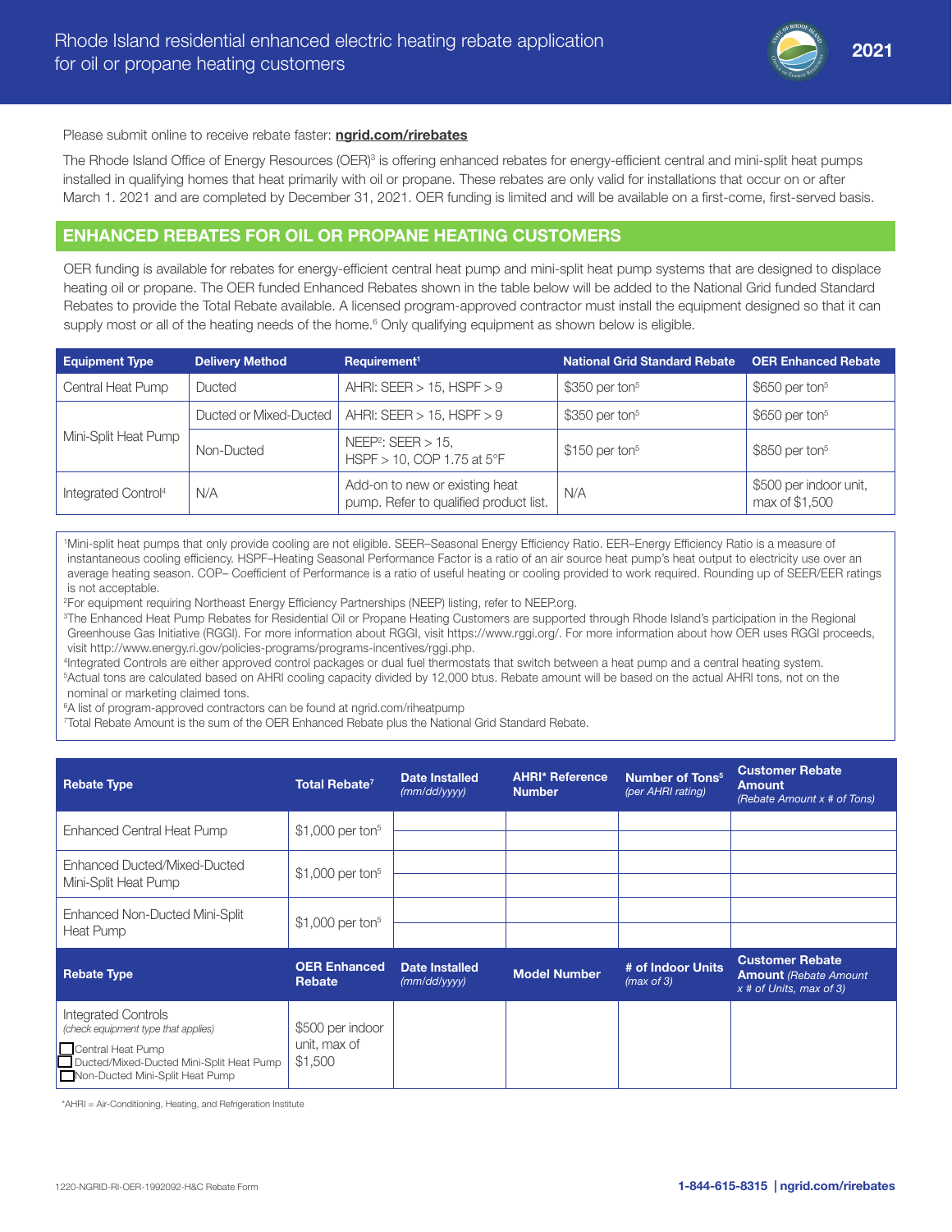# Rhode Island residential enhanced electric heating rebate application for oil or propane heating customers

2021

Please submit online to receive rebate faster: **ngrid.com/rirebates**

The Rhode Island Office of Energy Resources (OER)[3] is offering enhanced rebates for energy-efficient central and mini-split heat pumps installed in qualifying homes that heat primarily with oil or propane. These rebates are only valid for installations that occur on or after March 1. 2021 and are completed by December 31, 2021. OER funding is limited and will be available on a first-come, first-served basis.

## ENHANCED REBATES FOR OIL OR PROPANE HEATING CUSTOMERS

OER funding is available for rebates for energy-efficient central heat pump and mini-split heat pump systems that are designed to displace heating oil or propane. The OER funded Enhanced Rebates shown in the table below will be added to the National Grid funded Standard Rebates to provide the Total Rebate available. A licensed program-approved contractor must install the equipment designed so that it can supply most or all of the heating needs of the home.[6] Only qualifying equipment as shown below is eligible.

| Equipment Type | Delivery Method | Requirement[1] | National Grid Standard Rebate | OER Enhanced Rebate |
|---|---|---|---|---|
| Central Heat Pump | Ducted | AHRI: SEER > 15, HSPF > 9 | $350 per ton[5] | $650 per ton[5] |
| Mini-Split Heat Pump | Ducted or Mixed-Ducted | AHRI: SEER > 15, HSPF > 9 | $350 per ton[5] | $650 per ton[5] |
| | Non-Ducted | NEEP[2]: SEER > 15, HSPF > 10, COP 1.75 at 5°F | $150 per ton[5] | $850 per ton[5] |
| Integrated Control[4] | N/A | Add-on to new or existing heat pump. Refer to qualified product list. | N/A | $500 per indoor unit, max of $1,500 |

[1]Mini-split heat pumps that only provide cooling are not eligible. SEER–Seasonal Energy Efficiency Ratio. EER–Energy Efficiency Ratio is a measure of instantaneous cooling efficiency. HSPF–Heating Seasonal Performance Factor is a ratio of an air source heat pump's heat output to electricity use over an average heating season. COP– Coefficient of Performance is a ratio of useful heating or cooling provided to work required. Rounding up of SEER/EER ratings is not acceptable.

[2]For equipment requiring Northeast Energy Efficiency Partnerships (NEEP) listing, refer to NEEP.org.

[3]The Enhanced Heat Pump Rebates for Residential Oil or Propane Heating Customers are supported through Rhode Island's participation in the Regional Greenhouse Gas Initiative (RGGI). For more information about RGGI, visit https://www.rggi.org/. For more information about how OER uses RGGI proceeds, visit http://www.energy.ri.gov/policies-programs/programs-incentives/rggi.php.

[4]Integrated Controls are either approved control packages or dual fuel thermostats that switch between a heat pump and a central heating system.

[5]Actual tons are calculated based on AHRI cooling capacity divided by 12,000 btus. Rebate amount will be based on the actual AHRI tons, not on the nominal or marketing claimed tons.

[6]A list of program-approved contractors can be found at ngrid.com/riheatpump

[7]Total Rebate Amount is the sum of the OER Enhanced Rebate plus the National Grid Standard Rebate.

| Rebate Type | Total Rebate[7] | Date Installed *(mm/dd/yyyy)* | AHRI* Reference Number | Number of Tons[5] *(per AHRI rating)* | Customer Rebate Amount *(Rebate Amount x # of Tons)* |
|---|---|---|---|---|---|
| Enhanced Central Heat Pump | $1,000 per ton[5] | | | | |
| | | | | | |
| Enhanced Ducted/Mixed-Ducted Mini-Split Heat Pump | $1,000 per ton[5] | | | | |
| | | | | | |
| Enhanced Non-Ducted Mini-Split Heat Pump | $1,000 per ton[5] | | | | |
| | | | | | |
| **Rebate Type** | **OER Enhanced Rebate** | **Date Installed** *(mm/dd/yyyy)* | **Model Number** | **# of Indoor Units** *(max of 3)* | **Customer Rebate Amount** *(Rebate Amount x # of Units, max of 3)* |
| Integrated Controls *(check equipment type that applies)* ☐ Central Heat Pump ☐ Ducted/Mixed-Ducted Mini-Split Heat Pump ☐ Non-Ducted Mini-Split Heat Pump | $500 per indoor unit, max of $1,500 | | | | |

*AHRI = Air-Conditioning, Heating, and Refrigeration Institute

1220-NGRID-RI-OER-1992092-H&C Rebate Form

**1-844-615-8315 | ngrid.com/rirebates**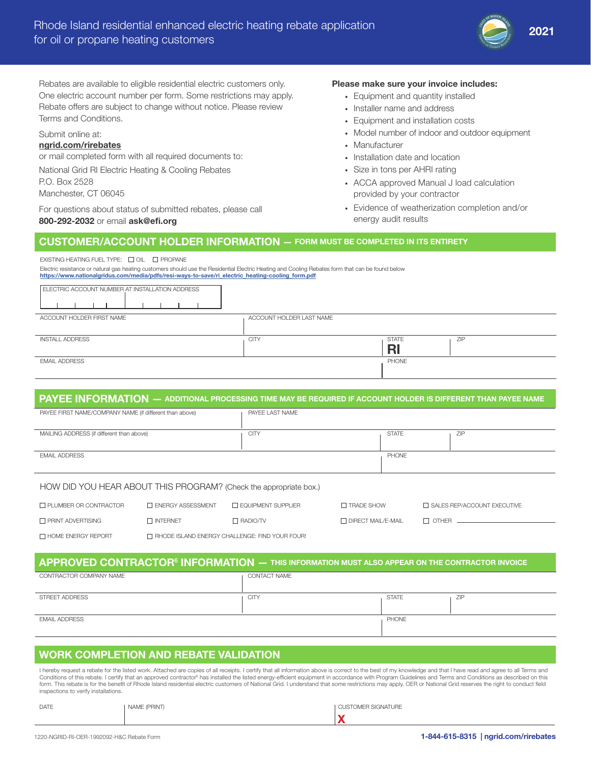# Rhode Island residential enhanced electric heating rebate application for oil or propane heating customers

**2021**

Rebates are available to eligible residential electric customers only. One electric account number per form. Some restrictions may apply. Rebate offers are subject to change without notice. Please review Terms and Conditions.

Submit online at:
**ngrid.com/rirebates**
or mail completed form with all required documents to:

National Grid RI Electric Heating & Cooling Rebates
P.O. Box 2528
Manchester, CT 06045

For questions about status of submitted rebates, please call **800-292-2032** or email **ask@efi.org**

**Please make sure your invoice includes:**

- Equipment and quantity installed
- Installer name and address
- Equipment and installation costs
- Model number of indoor and outdoor equipment
- Manufacturer
- Installation date and location
- Size in tons per AHRI rating
- ACCA approved Manual J load calculation provided by your contractor
- Evidence of weatherization completion and/or energy audit results

## CUSTOMER/ACCOUNT HOLDER INFORMATION — FORM MUST BE COMPLETED IN ITS ENTIRETY

EXISTING HEATING FUEL TYPE: ☐ OIL ☐ PROPANE

Electric resistance or natural gas heating customers should use the Residential Electric Heating and Cooling Rebates form that can be found below
https://www.nationalgridus.com/media/pdfs/resi-ways-to-save/ri_electric_heating-cooling_form.pdf

| ELECTRIC ACCOUNT NUMBER AT INSTALLATION ADDRESS | | | |
|---|---|---|---|
| ACCOUNT HOLDER FIRST NAME | ACCOUNT HOLDER LAST NAME | | |
| INSTALL ADDRESS | CITY | STATE RI | ZIP |
| EMAIL ADDRESS | | PHONE | |

## PAYEE INFORMATION — ADDITIONAL PROCESSING TIME MAY BE REQUIRED IF ACCOUNT HOLDER IS DIFFERENT THAN PAYEE NAME

| PAYEE FIRST NAME/COMPANY NAME (if different than above) | PAYEE LAST NAME | | |
|---|---|---|---|
| MAILING ADDRESS (if different than above) | CITY | STATE | ZIP |
| EMAIL ADDRESS | | PHONE | |

HOW DID YOU HEAR ABOUT THIS PROGRAM? (Check the appropriate box.)

| | | | | |
|---|---|---|---|---|
| ☐ PLUMBER OR CONTRACTOR | ☐ ENERGY ASSESSMENT | ☐ EQUIPMENT SUPPLIER | ☐ TRADE SHOW | ☐ SALES REP/ACCOUNT EXECUTIVE |
| ☐ PRINT ADVERTISING | ☐ INTERNET | ☐ RADIO/TV | ☐ DIRECT MAIL/E-MAIL | ☐ OTHER ______ |
| ☐ HOME ENERGY REPORT | ☐ RHODE ISLAND ENERGY CHALLENGE: FIND YOUR FOUR! | | | |

## APPROVED CONTRACTOR[6] INFORMATION — THIS INFORMATION MUST ALSO APPEAR ON THE CONTRACTOR INVOICE

| CONTRACTOR COMPANY NAME | CONTACT NAME | | |
|---|---|---|---|
| STREET ADDRESS | CITY | STATE | ZIP |
| EMAIL ADDRESS | | PHONE | |

## WORK COMPLETION AND REBATE VALIDATION

I hereby request a rebate for the listed work. Attached are copies of all receipts. I certify that all information above is correct to the best of my knowledge and that I have read and agree to all Terms and Conditions of this rebate. I certify that an approved contractor[6] has installed the listed energy-efficient equipment in accordance with Program Guidelines and Terms and Conditions as described on this form. This rebate is for the benefit of Rhode Island residential electric customers of National Grid. I understand that some restrictions may apply. OER or National Grid reserves the right to conduct field inspections to verify installations.

| DATE | NAME (PRINT) | CUSTOMER SIGNATURE |
|---|---|---|
| | | X |

1220-NGRID-RI-OER-1992092-H&C Rebate Form

**1-844-615-8315 | ngrid.com/rirebates**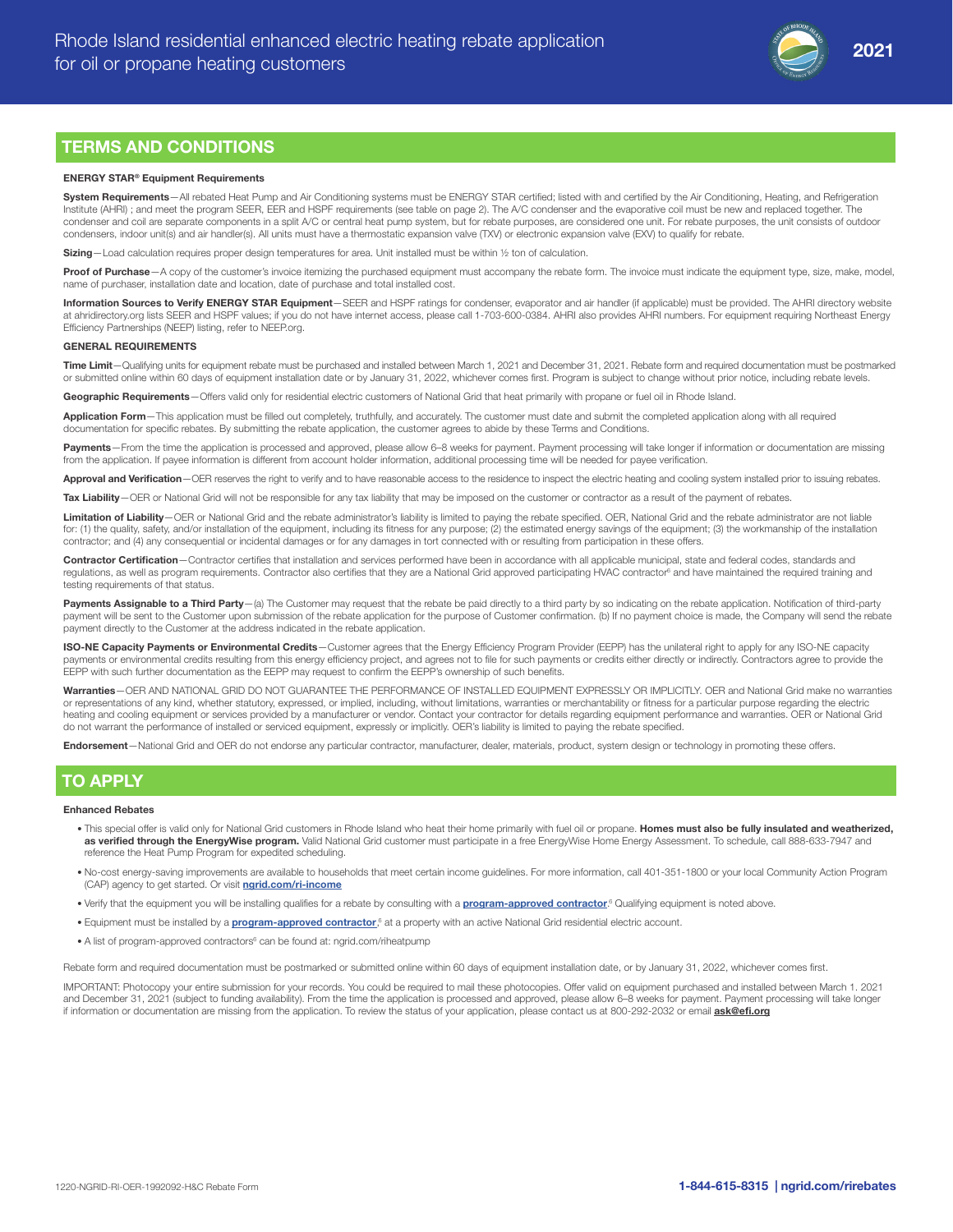# Rhode Island residential enhanced electric heating rebate application for oil or propane heating customers

2021

## TERMS AND CONDITIONS

### ENERGY STAR® Equipment Requirements

**System Requirements**—All rebated Heat Pump and Air Conditioning systems must be ENERGY STAR certified; listed with and certified by the Air Conditioning, Heating, and Refrigeration Institute (AHRI) ; and meet the program SEER, EER and HSPF requirements (see table on page 2). The A/C condenser and the evaporative coil must be new and replaced together. The condenser and coil are separate components in a split A/C or central heat pump system, but for rebate purposes, are considered one unit. For rebate purposes, the unit consists of outdoor condensers, indoor unit(s) and air handler(s). All units must have a thermostatic expansion valve (TXV) or electronic expansion valve (EXV) to qualify for rebate.

**Sizing**—Load calculation requires proper design temperatures for area. Unit installed must be within ½ ton of calculation.

**Proof of Purchase**—A copy of the customer's invoice itemizing the purchased equipment must accompany the rebate form. The invoice must indicate the equipment type, size, make, model, name of purchaser, installation date and location, date of purchase and total installed cost.

**Information Sources to Verify ENERGY STAR Equipment**—SEER and HSPF ratings for condenser, evaporator and air handler (if applicable) must be provided. The AHRI directory website at ahridirectory.org lists SEER and HSPF values; if you do not have internet access, please call 1-703-600-0384. AHRI also provides AHRI numbers. For equipment requiring Northeast Energy Efficiency Partnerships (NEEP) listing, refer to NEEP.org.

### GENERAL REQUIREMENTS

**Time Limit**—Qualifying units for equipment rebate must be purchased and installed between March 1, 2021 and December 31, 2021. Rebate form and required documentation must be postmarked or submitted online within 60 days of equipment installation date or by January 31, 2022, whichever comes first. Program is subject to change without prior notice, including rebate levels.

**Geographic Requirements**—Offers valid only for residential electric customers of National Grid that heat primarily with propane or fuel oil in Rhode Island.

**Application Form**—This application must be filled out completely, truthfully, and accurately. The customer must date and submit the completed application along with all required documentation for specific rebates. By submitting the rebate application, the customer agrees to abide by these Terms and Conditions.

**Payments**—From the time the application is processed and approved, please allow 6–8 weeks for payment. Payment processing will take longer if information or documentation are missing from the application. If payee information is different from account holder information, additional processing time will be needed for payee verification.

**Approval and Verification**—OER reserves the right to verify and to have reasonable access to the residence to inspect the electric heating and cooling system installed prior to issuing rebates.

**Tax Liability**—OER or National Grid will not be responsible for any tax liability that may be imposed on the customer or contractor as a result of the payment of rebates.

**Limitation of Liability**—OER or National Grid and the rebate administrator's liability is limited to paying the rebate specified. OER, National Grid and the rebate administrator are not liable for: (1) the quality, safety, and/or installation of the equipment, including its fitness for any purpose; (2) the estimated energy savings of the equipment; (3) the workmanship of the installation contractor; and (4) any consequential or incidental damages or for any damages in tort connected with or resulting from participation in these offers.

**Contractor Certification**—Contractor certifies that installation and services performed have been in accordance with all applicable municipal, state and federal codes, standards and regulations, as well as program requirements. Contractor also certifies that they are a National Grid approved participating HVAC contractor[6] and have maintained the required training and testing requirements of that status.

**Payments Assignable to a Third Party**—(a) The Customer may request that the rebate be paid directly to a third party by so indicating on the rebate application. Notification of third-party payment will be sent to the Customer upon submission of the rebate application for the purpose of Customer confirmation. (b) If no payment choice is made, the Company will send the rebate payment directly to the Customer at the address indicated in the rebate application.

**ISO-NE Capacity Payments or Environmental Credits**—Customer agrees that the Energy Efficiency Program Provider (EEPP) has the unilateral right to apply for any ISO-NE capacity payments or environmental credits resulting from this energy efficiency project, and agrees not to file for such payments or credits either directly or indirectly. Contractors agree to provide the EEPP with such further documentation as the EEPP may request to confirm the EEPP's ownership of such benefits.

**Warranties**—OER AND NATIONAL GRID DO NOT GUARANTEE THE PERFORMANCE OF INSTALLED EQUIPMENT EXPRESSLY OR IMPLICITLY. OER and National Grid make no warranties or representations of any kind, whether statutory, expressed, or implied, including, without limitations, warranties or merchantability or fitness for a particular purpose regarding the electric heating and cooling equipment or services provided by a manufacturer or vendor. Contact your contractor for details regarding equipment performance and warranties. OER or National Grid do not warrant the performance of installed or serviced equipment, expressly or implicitly. OER's liability is limited to paying the rebate specified.

**Endorsement**—National Grid and OER do not endorse any particular contractor, manufacturer, dealer, materials, product, system design or technology in promoting these offers.

## TO APPLY

### Enhanced Rebates

- This special offer is valid only for National Grid customers in Rhode Island who heat their home primarily with fuel oil or propane. **Homes must also be fully insulated and weatherized, as verified through the EnergyWise program.** Valid National Grid customer must participate in a free EnergyWise Home Energy Assessment. To schedule, call 888-633-7947 and reference the Heat Pump Program for expedited scheduling.
- No-cost energy-saving improvements are available to households that meet certain income guidelines. For more information, call 401-351-1800 or your local Community Action Program (CAP) agency to get started. Or visit **ngrid.com/ri-income**
- Verify that the equipment you will be installing qualifies for a rebate by consulting with a **program-approved contractor**.[6] Qualifying equipment is noted above.
- Equipment must be installed by a **program-approved contractor**,[6] at a property with an active National Grid residential electric account.
- A list of program-approved contractors[6] can be found at: ngrid.com/riheatpump

Rebate form and required documentation must be postmarked or submitted online within 60 days of equipment installation date, or by January 31, 2022, whichever comes first.

IMPORTANT: Photocopy your entire submission for your records. You could be required to mail these photocopies. Offer valid on equipment purchased and installed between March 1. 2021 and December 31, 2021 (subject to funding availability). From the time the application is processed and approved, please allow 6–8 weeks for payment. Payment processing will take longer if information or documentation are missing from the application. To review the status of your application, please contact us at 800-292-2032 or email **ask@efi.org**

1220-NGRID-RI-OER-1992092-H&C Rebate Form

**1-844-615-8315 | ngrid.com/rirebates**